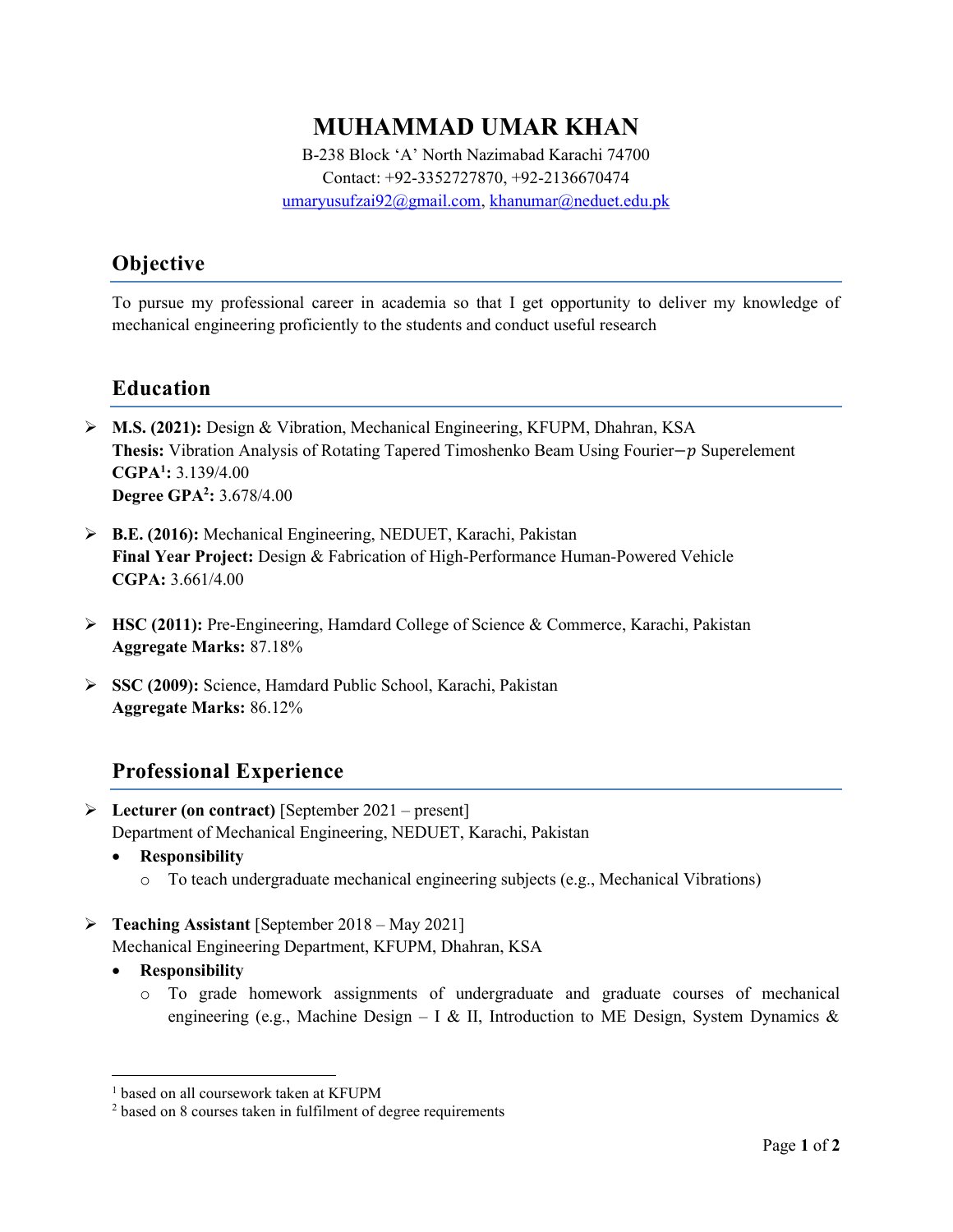# MUHAMMAD UMAR KHAN

B-238 Block 'A' North Nazimabad Karachi 74700
Contact: +92-3352727870, +92-2136670474
umaryusufzai92@gmail.com, khanumar@neduet.edu.pk

## Objective

To pursue my professional career in academia so that I get opportunity to deliver my knowledge of mechanical engineering proficiently to the students and conduct useful research

## Education

- **M.S. (2021):** Design & Vibration, Mechanical Engineering, KFUPM, Dhahran, KSA
  **Thesis:** Vibration Analysis of Rotating Tapered Timoshenko Beam Using Fourier$-p$ Superelement
  **CGPA[1]:** 3.139/4.00
  **Degree GPA[2]:** 3.678/4.00

- **B.E. (2016):** Mechanical Engineering, NEDUET, Karachi, Pakistan
  **Final Year Project:** Design & Fabrication of High-Performance Human-Powered Vehicle
  **CGPA:** 3.661/4.00

- **HSC (2011):** Pre-Engineering, Hamdard College of Science & Commerce, Karachi, Pakistan
  **Aggregate Marks:** 87.18%

- **SSC (2009):** Science, Hamdard Public School, Karachi, Pakistan
  **Aggregate Marks:** 86.12%

## Professional Experience

- **Lecturer (on contract)** [September 2021 – present]
  Department of Mechanical Engineering, NEDUET, Karachi, Pakistan
  - **Responsibility**
    - To teach undergraduate mechanical engineering subjects (e.g., Mechanical Vibrations)

- **Teaching Assistant** [September 2018 – May 2021]
  Mechanical Engineering Department, KFUPM, Dhahran, KSA
  - **Responsibility**
    - To grade homework assignments of undergraduate and graduate courses of mechanical engineering (e.g., Machine Design – I & II, Introduction to ME Design, System Dynamics &

[1] based on all coursework taken at KFUPM
[2] based on 8 courses taken in fulfilment of degree requirements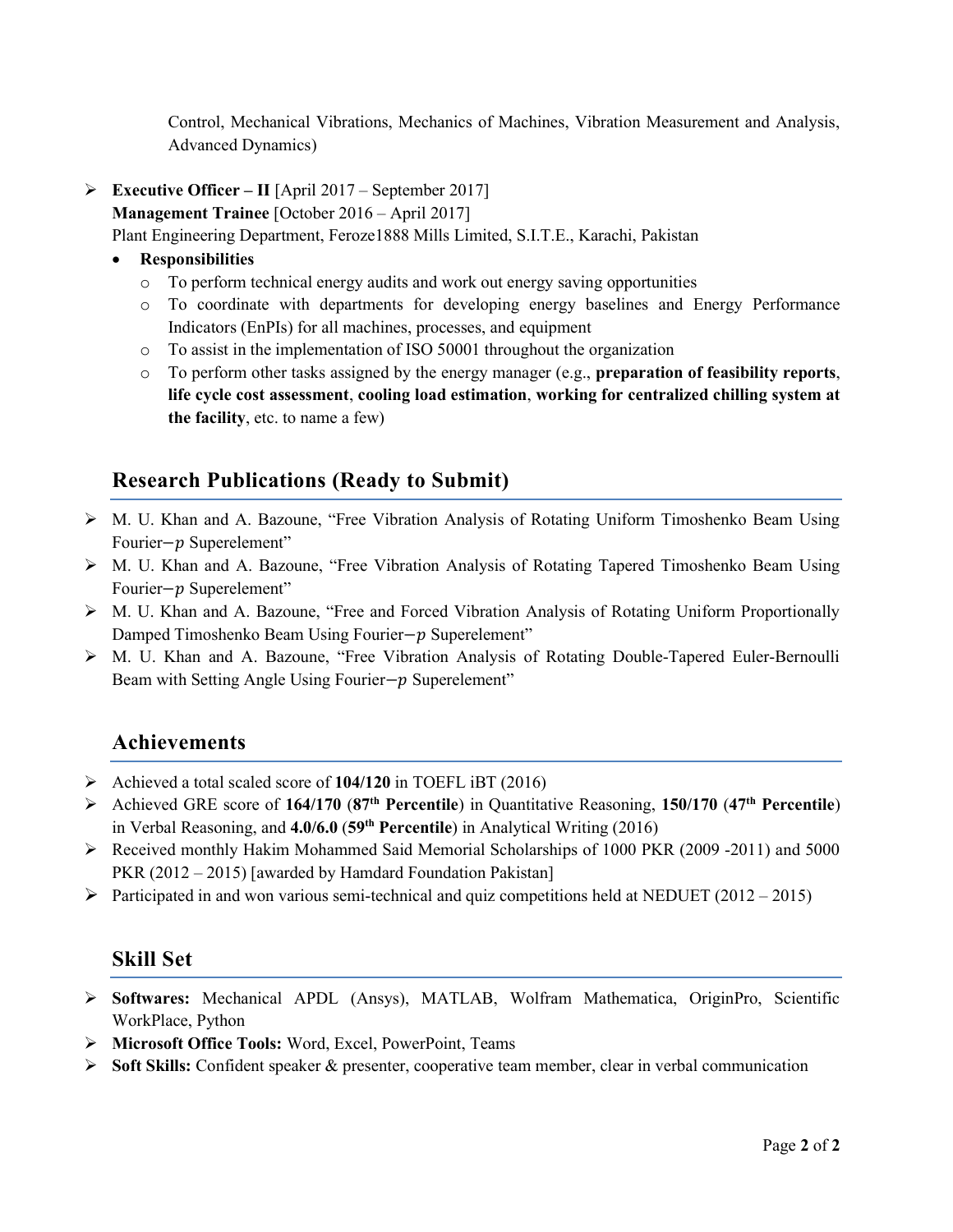Control, Mechanical Vibrations, Mechanics of Machines, Vibration Measurement and Analysis, Advanced Dynamics)

- **Executive Officer – II** [April 2017 – September 2017]
  **Management Trainee** [October 2016 – April 2017]
  Plant Engineering Department, Feroze1888 Mills Limited, S.I.T.E., Karachi, Pakistan
  - **Responsibilities**
    - To perform technical energy audits and work out energy saving opportunities
    - To coordinate with departments for developing energy baselines and Energy Performance Indicators (EnPIs) for all machines, processes, and equipment
    - To assist in the implementation of ISO 50001 throughout the organization
    - To perform other tasks assigned by the energy manager (e.g., **preparation of feasibility reports**, **life cycle cost assessment**, **cooling load estimation**, **working for centralized chilling system at the facility**, etc. to name a few)

## Research Publications (Ready to Submit)

- M. U. Khan and A. Bazoune, "Free Vibration Analysis of Rotating Uniform Timoshenko Beam Using Fourier−$p$ Superelement"
- M. U. Khan and A. Bazoune, "Free Vibration Analysis of Rotating Tapered Timoshenko Beam Using Fourier−$p$ Superelement"
- M. U. Khan and A. Bazoune, "Free and Forced Vibration Analysis of Rotating Uniform Proportionally Damped Timoshenko Beam Using Fourier−$p$ Superelement"
- M. U. Khan and A. Bazoune, "Free Vibration Analysis of Rotating Double-Tapered Euler-Bernoulli Beam with Setting Angle Using Fourier−$p$ Superelement"

## Achievements

- Achieved a total scaled score of **104/120** in TOEFL iBT (2016)
- Achieved GRE score of **164/170** (**87th Percentile**) in Quantitative Reasoning, **150/170** (**47th Percentile**) in Verbal Reasoning, and **4.0/6.0** (**59th Percentile**) in Analytical Writing (2016)
- Received monthly Hakim Mohammed Said Memorial Scholarships of 1000 PKR (2009 -2011) and 5000 PKR (2012 – 2015) [awarded by Hamdard Foundation Pakistan]
- Participated in and won various semi-technical and quiz competitions held at NEDUET (2012 – 2015)

## Skill Set

- **Softwares:** Mechanical APDL (Ansys), MATLAB, Wolfram Mathematica, OriginPro, Scientific WorkPlace, Python
- **Microsoft Office Tools:** Word, Excel, PowerPoint, Teams
- **Soft Skills:** Confident speaker & presenter, cooperative team member, clear in verbal communication